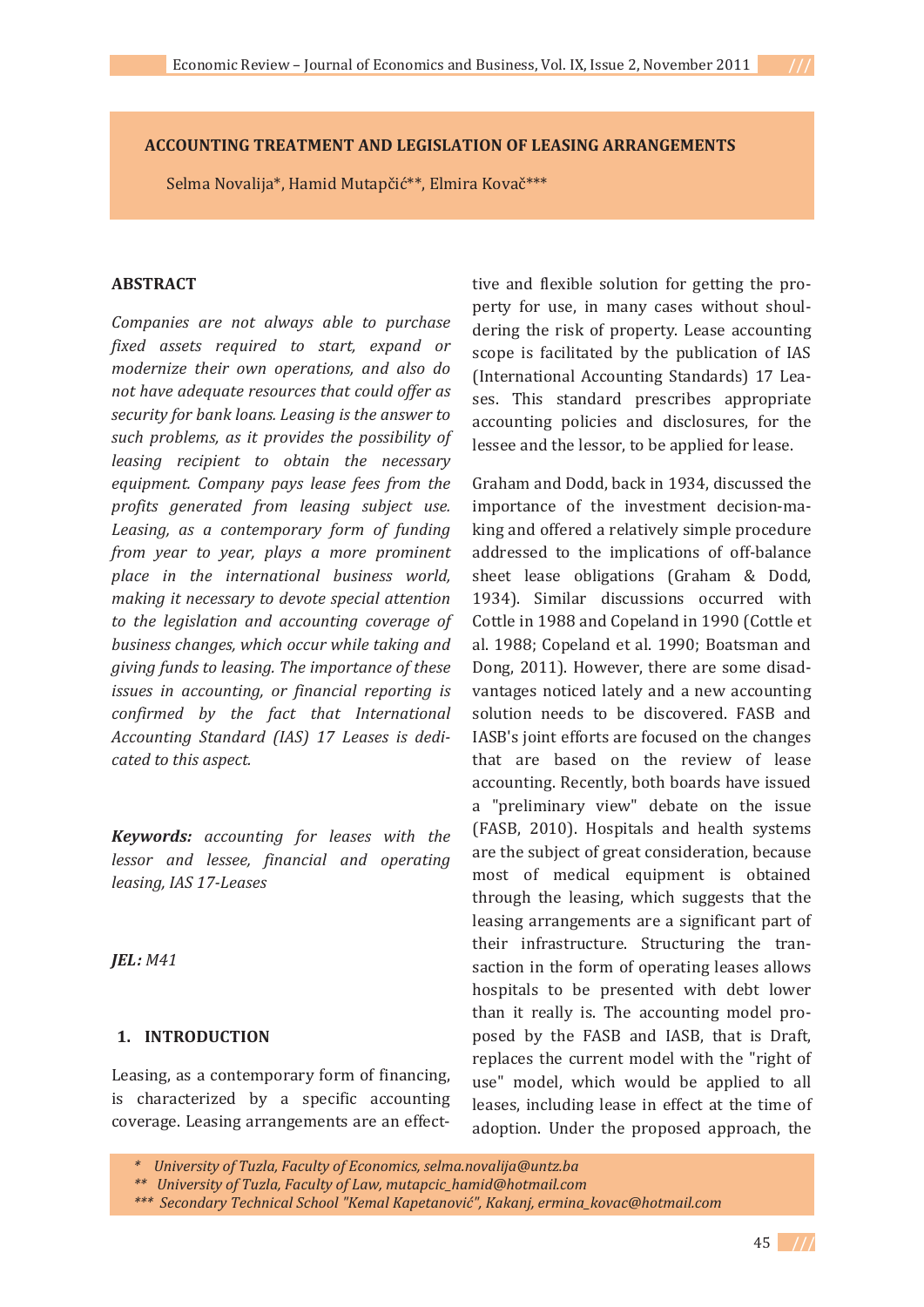# ACCOUNTING TREATMENT AND LEGISLATION OF LEASING ARRANGEMENTS

Selma Novalija*, Hamid Mutapčić**, Elmira Kovač***

## ABSTRACT

*Companies are not always able to purchase fixed assets required to start, expand or modernize their own operations, and also do not have adequate resources that could offer as security for bank loans. Leasing is the answer to such problems, as it provides the possibility of leasing recipient to obtain the necessary equipment. Company pays lease fees from the profits generated from leasing subject use. Leasing, as a contemporary form of funding from year to year, plays a more prominent place in the international business world, making it necessary to devote special attention to the legislation and accounting coverage of business changes, which occur while taking and giving funds to leasing. The importance of these issues in accounting, or financial reporting is confirmed by the fact that International Accounting Standard (IAS) 17 Leases is dedicated to this aspect.*

***Keywords:*** *accounting for leases with the lessor and lessee, financial and operating leasing, IAS 17-Leases*

***JEL:*** *M41*

## 1. INTRODUCTION

Leasing, as a contemporary form of financing, is characterized by a specific accounting coverage. Leasing arrangements are an effective and flexible solution for getting the property for use, in many cases without shouldering the risk of property. Lease accounting scope is facilitated by the publication of IAS (International Accounting Standards) 17 Leases. This standard prescribes appropriate accounting policies and disclosures, for the lessee and the lessor, to be applied for lease.

Graham and Dodd, back in 1934, discussed the importance of the investment decision-making and offered a relatively simple procedure addressed to the implications of off-balance sheet lease obligations (Graham & Dodd, 1934). Similar discussions occurred with Cottle in 1988 and Copeland in 1990 (Cottle et al. 1988; Copeland et al. 1990; Boatsman and Dong, 2011). However, there are some disadvantages noticed lately and a new accounting solution needs to be discovered. FASB and IASB's joint efforts are focused on the changes that are based on the review of lease accounting. Recently, both boards have issued a "preliminary view" debate on the issue (FASB, 2010). Hospitals and health systems are the subject of great consideration, because most of medical equipment is obtained through the leasing, which suggests that the leasing arrangements are a significant part of their infrastructure. Structuring the transaction in the form of operating leases allows hospitals to be presented with debt lower than it really is. The accounting model proposed by the FASB and IASB, that is Draft, replaces the current model with the "right of use" model, which would be applied to all leases, including lease in effect at the time of adoption. Under the proposed approach, the

\* *University of Tuzla, Faculty of Economics, selma.novalija@untz.ba*

\*\* *University of Tuzla, Faculty of Law, mutapcic_hamid@hotmail.com*

\*\*\* *Secondary Technical School "Kemal Kapetanović", Kakanj, ermina_kovac@hotmail.com*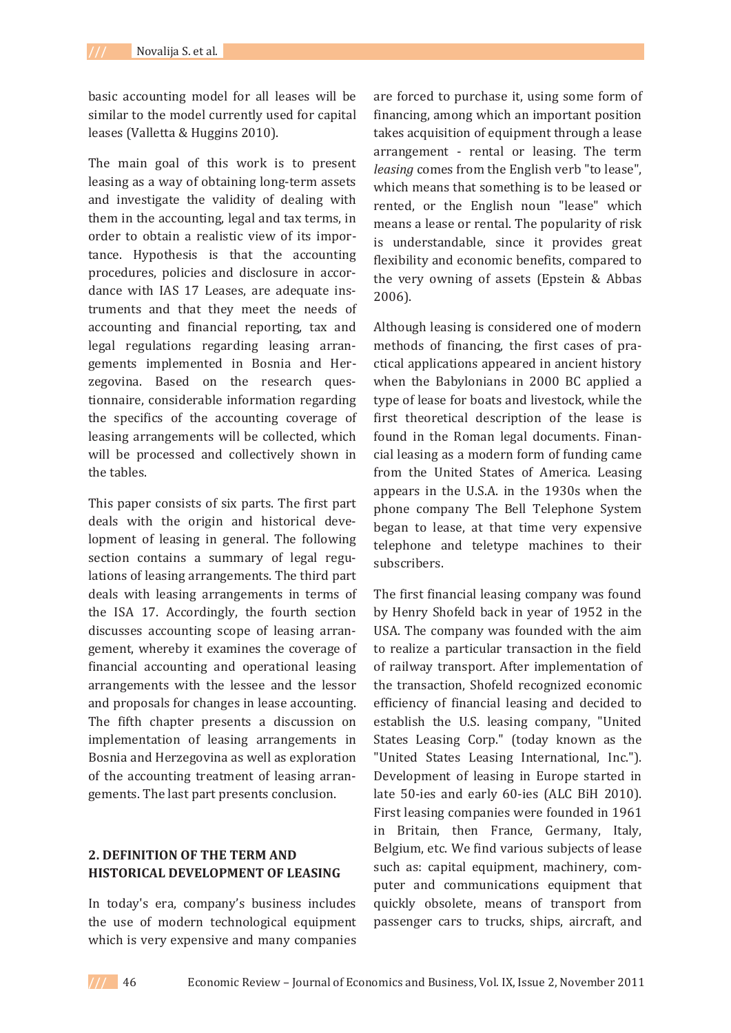basic accounting model for all leases will be similar to the model currently used for capital leases (Valletta & Huggins 2010).

The main goal of this work is to present leasing as a way of obtaining long-term assets and investigate the validity of dealing with them in the accounting, legal and tax terms, in order to obtain a realistic view of its importance. Hypothesis is that the accounting procedures, policies and disclosure in accordance with IAS 17 Leases, are adequate instruments and that they meet the needs of accounting and financial reporting, tax and legal regulations regarding leasing arrangements implemented in Bosnia and Herzegovina. Based on the research questionnaire, considerable information regarding the specifics of the accounting coverage of leasing arrangements will be collected, which will be processed and collectively shown in the tables.

This paper consists of six parts. The first part deals with the origin and historical development of leasing in general. The following section contains a summary of legal regulations of leasing arrangements. The third part deals with leasing arrangements in terms of the ISA 17. Accordingly, the fourth section discusses accounting scope of leasing arrangement, whereby it examines the coverage of financial accounting and operational leasing arrangements with the lessee and the lessor and proposals for changes in lease accounting. The fifth chapter presents a discussion on implementation of leasing arrangements in Bosnia and Herzegovina as well as exploration of the accounting treatment of leasing arrangements. The last part presents conclusion.

## 2. DEFINITION OF THE TERM AND HISTORICAL DEVELOPMENT OF LEASING

In today's era, company's business includes the use of modern technological equipment which is very expensive and many companies are forced to purchase it, using some form of financing, among which an important position takes acquisition of equipment through a lease arrangement - rental or leasing. The term *leasing* comes from the English verb "to lease", which means that something is to be leased or rented, or the English noun "lease" which means a lease or rental. The popularity of risk is understandable, since it provides great flexibility and economic benefits, compared to the very owning of assets (Epstein & Abbas 2006).

Although leasing is considered one of modern methods of financing, the first cases of practical applications appeared in ancient history when the Babylonians in 2000 BC applied a type of lease for boats and livestock, while the first theoretical description of the lease is found in the Roman legal documents. Financial leasing as a modern form of funding came from the United States of America. Leasing appears in the U.S.A. in the 1930s when the phone company The Bell Telephone System began to lease, at that time very expensive telephone and teletype machines to their subscribers.

The first financial leasing company was found by Henry Shofeld back in year of 1952 in the USA. The company was founded with the aim to realize a particular transaction in the field of railway transport. After implementation of the transaction, Shofeld recognized economic efficiency of financial leasing and decided to establish the U.S. leasing company, "United States Leasing Corp." (today known as the "United States Leasing International, Inc."). Development of leasing in Europe started in late 50-ies and early 60-ies (ALC BiH 2010). First leasing companies were founded in 1961 in Britain, then France, Germany, Italy, Belgium, etc. We find various subjects of lease such as: capital equipment, machinery, computer and communications equipment that quickly obsolete, means of transport from passenger cars to trucks, ships, aircraft, and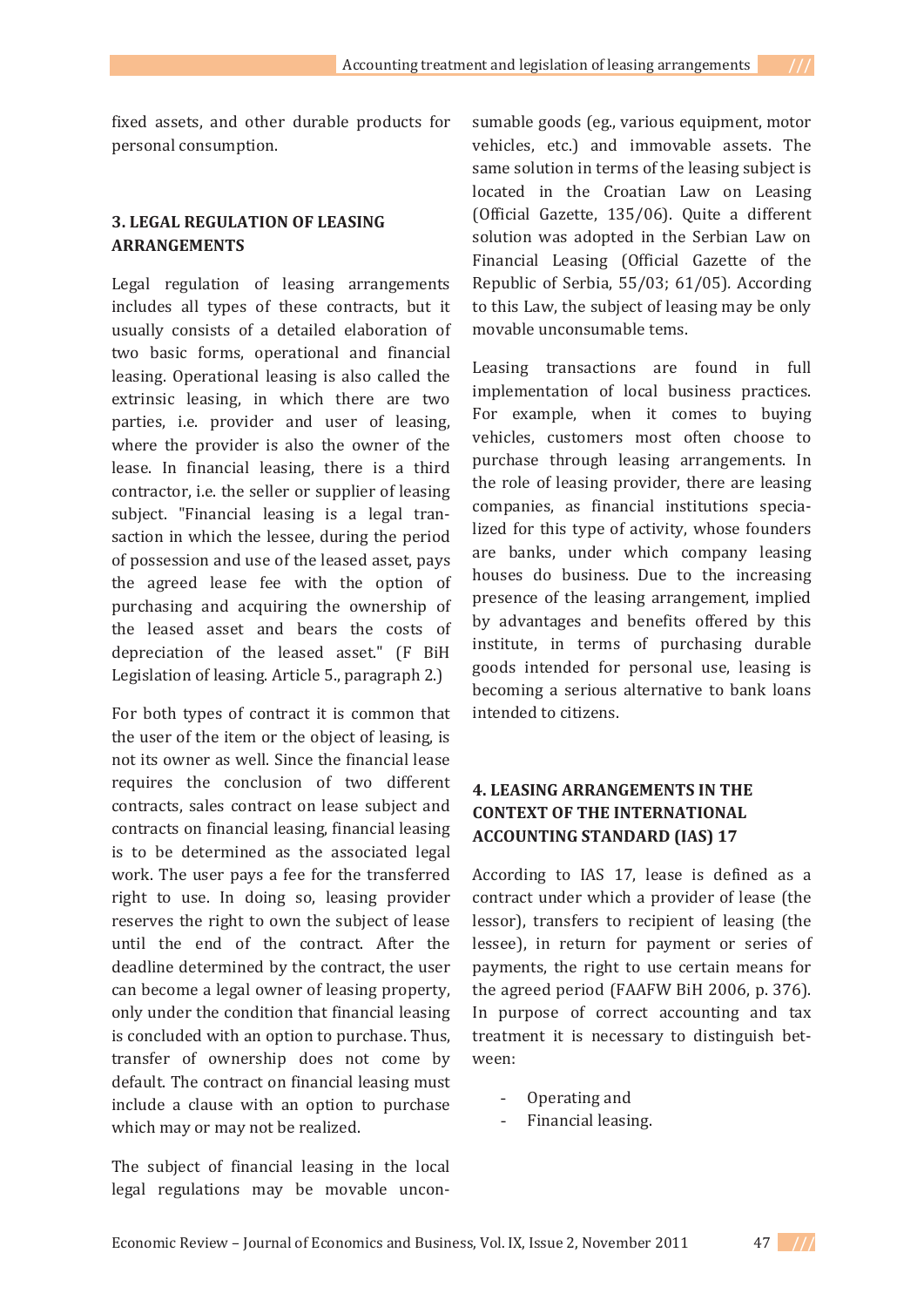fixed assets, and other durable products for personal consumption.

## 3. LEGAL REGULATION OF LEASING ARRANGEMENTS

Legal regulation of leasing arrangements includes all types of these contracts, but it usually consists of a detailed elaboration of two basic forms, operational and financial leasing. Operational leasing is also called the extrinsic leasing, in which there are two parties, i.e. provider and user of leasing, where the provider is also the owner of the lease. In financial leasing, there is a third contractor, i.e. the seller or supplier of leasing subject. "Financial leasing is a legal transaction in which the lessee, during the period of possession and use of the leased asset, pays the agreed lease fee with the option of purchasing and acquiring the ownership of the leased asset and bears the costs of depreciation of the leased asset." (F BiH Legislation of leasing. Article 5., paragraph 2.)

For both types of contract it is common that the user of the item or the object of leasing, is not its owner as well. Since the financial lease requires the conclusion of two different contracts, sales contract on lease subject and contracts on financial leasing, financial leasing is to be determined as the associated legal work. The user pays a fee for the transferred right to use. In doing so, leasing provider reserves the right to own the subject of lease until the end of the contract. After the deadline determined by the contract, the user can become a legal owner of leasing property, only under the condition that financial leasing is concluded with an option to purchase. Thus, transfer of ownership does not come by default. The contract on financial leasing must include a clause with an option to purchase which may or may not be realized.

The subject of financial leasing in the local legal regulations may be movable unconsumable goods (eg., various equipment, motor vehicles, etc.) and immovable assets. The same solution in terms of the leasing subject is located in the Croatian Law on Leasing (Official Gazette, 135/06). Quite a different solution was adopted in the Serbian Law on Financial Leasing (Official Gazette of the Republic of Serbia, 55/03; 61/05). According to this Law, the subject of leasing may be only movable unconsumable tems.

Leasing transactions are found in full implementation of local business practices. For example, when it comes to buying vehicles, customers most often choose to purchase through leasing arrangements. In the role of leasing provider, there are leasing companies, as financial institutions specialized for this type of activity, whose founders are banks, under which company leasing houses do business. Due to the increasing presence of the leasing arrangement, implied by advantages and benefits offered by this institute, in terms of purchasing durable goods intended for personal use, leasing is becoming a serious alternative to bank loans intended to citizens.

## 4. LEASING ARRANGEMENTS IN THE CONTEXT OF THE INTERNATIONAL ACCOUNTING STANDARD (IAS) 17

According to IAS 17, lease is defined as a contract under which a provider of lease (the lessor), transfers to recipient of leasing (the lessee), in return for payment or series of payments, the right to use certain means for the agreed period (FAAFW BiH 2006, p. 376). In purpose of correct accounting and tax treatment it is necessary to distinguish between:

- Operating and
- Financial leasing.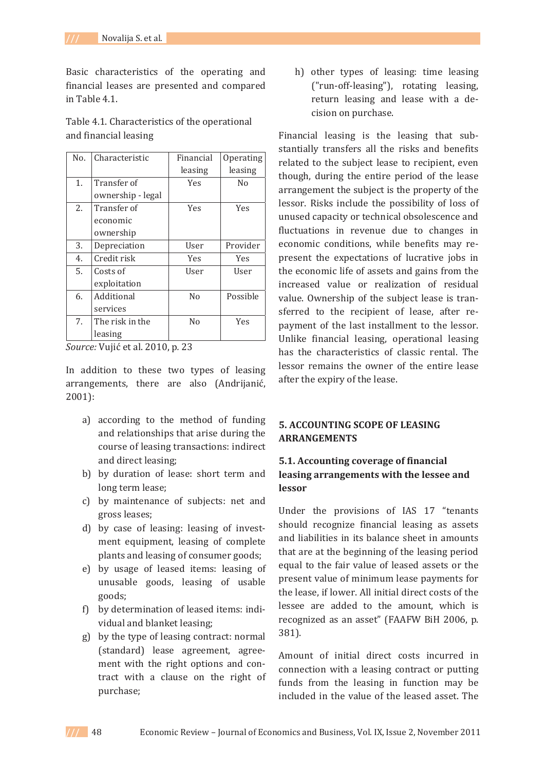Basic characteristics of the operating and financial leases are presented and compared in Table 4.1.

Table 4.1. Characteristics of the operational and financial leasing

| No. | Characteristic | Financial leasing | Operating leasing |
|---|---|---|---|
| 1. | Transfer of ownership - legal | Yes | No |
| 2. | Transfer of economic ownership | Yes | Yes |
| 3. | Depreciation | User | Provider |
| 4. | Credit risk | Yes | Yes |
| 5. | Costs of exploitation | User | User |
| 6. | Additional services | No | Possible |
| 7. | The risk in the leasing | No | Yes |

*Source:* Vujić et al. 2010, p. 23

In addition to these two types of leasing arrangements, there are also (Andrijanić, 2001):

a) according to the method of funding and relationships that arise during the course of leasing transactions: indirect and direct leasing;
b) by duration of lease: short term and long term lease;
c) by maintenance of subjects: net and gross leases;
d) by case of leasing: leasing of investment equipment, leasing of complete plants and leasing of consumer goods;
e) by usage of leased items: leasing of unusable goods, leasing of usable goods;
f) by determination of leased items: individual and blanket leasing;
g) by the type of leasing contract: normal (standard) lease agreement, agreement with the right options and contract with a clause on the right of purchase;
h) other types of leasing: time leasing ("run-off-leasing"), rotating leasing, return leasing and lease with a decision on purchase.

Financial leasing is the leasing that substantially transfers all the risks and benefits related to the subject lease to recipient, even though, during the entire period of the lease arrangement the subject is the property of the lessor. Risks include the possibility of loss of unused capacity or technical obsolescence and fluctuations in revenue due to changes in economic conditions, while benefits may represent the expectations of lucrative jobs in the economic life of assets and gains from the increased value or realization of residual value. Ownership of the subject lease is transferred to the recipient of lease, after repayment of the last installment to the lessor. Unlike financial leasing, operational leasing has the characteristics of classic rental. The lessor remains the owner of the entire lease after the expiry of the lease.

## 5. ACCOUNTING SCOPE OF LEASING ARRANGEMENTS

### 5.1. Accounting coverage of financial leasing arrangements with the lessee and lessor

Under the provisions of IAS 17 "tenants should recognize financial leasing as assets and liabilities in its balance sheet in amounts that are at the beginning of the leasing period equal to the fair value of leased assets or the present value of minimum lease payments for the lease, if lower. All initial direct costs of the lessee are added to the amount, which is recognized as an asset" (FAAFW BiH 2006, p. 381).

Amount of initial direct costs incurred in connection with a leasing contract or putting funds from the leasing in function may be included in the value of the leased asset. The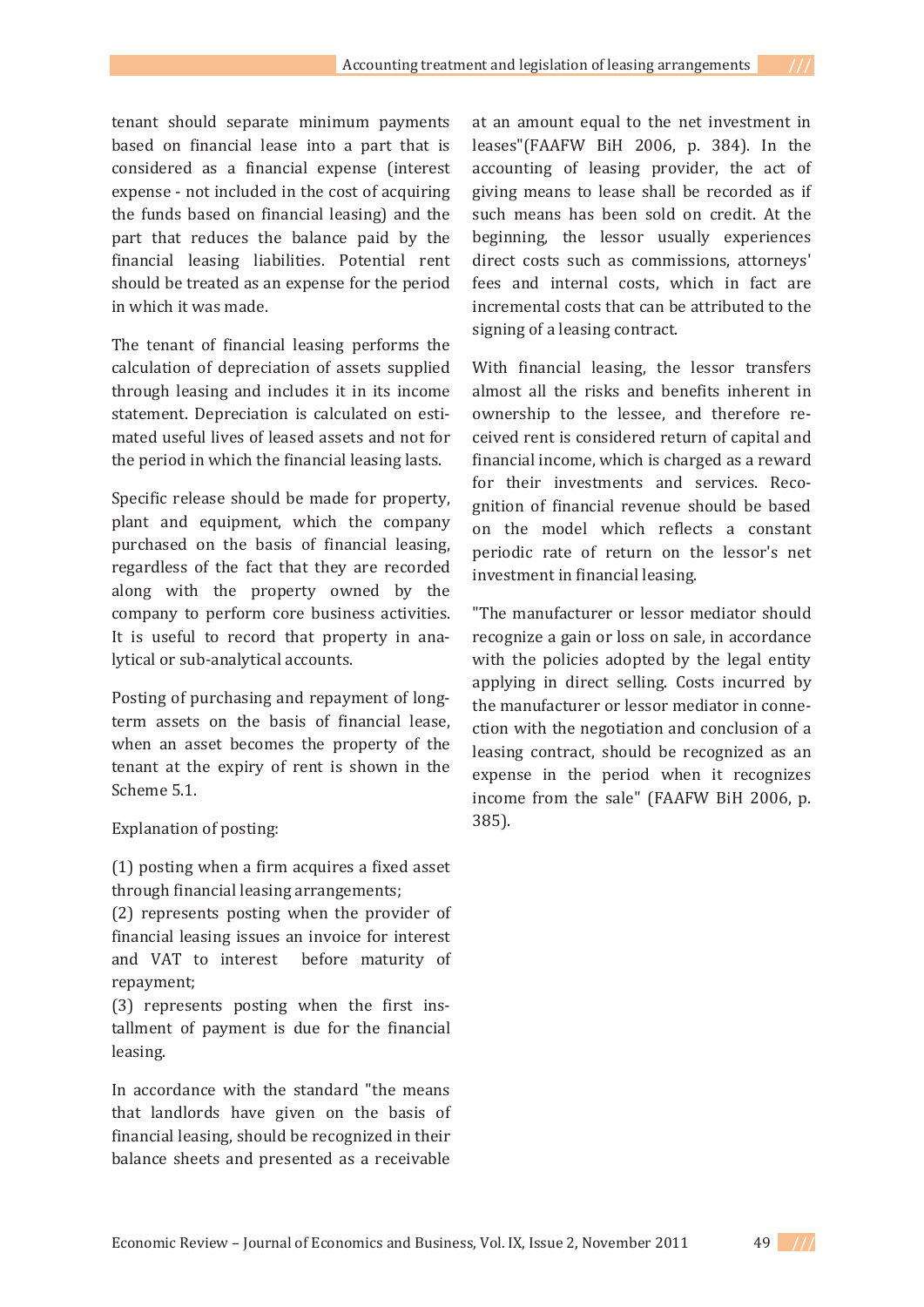tenant should separate minimum payments based on financial lease into a part that is considered as a financial expense (interest expense - not included in the cost of acquiring the funds based on financial leasing) and the part that reduces the balance paid by the financial leasing liabilities. Potential rent should be treated as an expense for the period in which it was made.

The tenant of financial leasing performs the calculation of depreciation of assets supplied through leasing and includes it in its income statement. Depreciation is calculated on estimated useful lives of leased assets and not for the period in which the financial leasing lasts.

Specific release should be made for property, plant and equipment, which the company purchased on the basis of financial leasing, regardless of the fact that they are recorded along with the property owned by the company to perform core business activities. It is useful to record that property in analytical or sub-analytical accounts.

Posting of purchasing and repayment of long-term assets on the basis of financial lease, when an asset becomes the property of the tenant at the expiry of rent is shown in the Scheme 5.1.

Explanation of posting:

(1) posting when a firm acquires a fixed asset through financial leasing arrangements;
(2) represents posting when the provider of financial leasing issues an invoice for interest and VAT to interest before maturity of repayment;
(3) represents posting when the first installment of payment is due for the financial leasing.

In accordance with the standard "the means that landlords have given on the basis of financial leasing, should be recognized in their balance sheets and presented as a receivable at an amount equal to the net investment in leases"(FAAFW BiH 2006, p. 384). In the accounting of leasing provider, the act of giving means to lease shall be recorded as if such means has been sold on credit. At the beginning, the lessor usually experiences direct costs such as commissions, attorneys' fees and internal costs, which in fact are incremental costs that can be attributed to the signing of a leasing contract.

With financial leasing, the lessor transfers almost all the risks and benefits inherent in ownership to the lessee, and therefore received rent is considered return of capital and financial income, which is charged as a reward for their investments and services. Recognition of financial revenue should be based on the model which reflects a constant periodic rate of return on the lessor's net investment in financial leasing.

"The manufacturer or lessor mediator should recognize a gain or loss on sale, in accordance with the policies adopted by the legal entity applying in direct selling. Costs incurred by the manufacturer or lessor mediator in connection with the negotiation and conclusion of a leasing contract, should be recognized as an expense in the period when it recognizes income from the sale" (FAAFW BiH 2006, p. 385).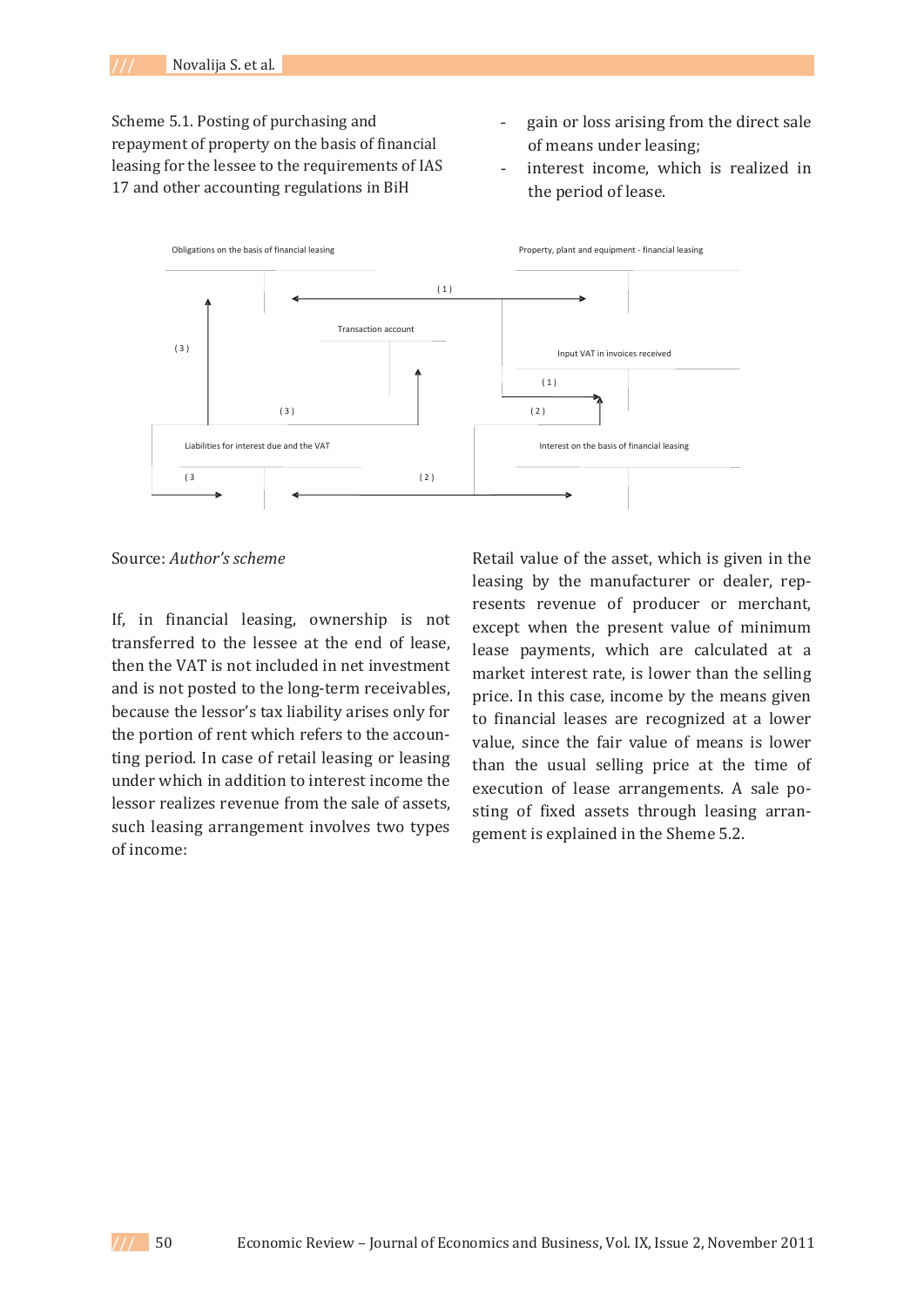Scheme 5.1. Posting of purchasing and repayment of property on the basis of financial leasing for the lessee to the requirements of IAS 17 and other accounting regulations in BiH

Obligations on the basis of financial leasing

Property, plant and equipment - financial leasing

( 1 )

Transaction account

( 3 )

Input VAT in invoices received

( 1 )

( 3 )

( 2 )

Liabilities for interest due and the VAT

Interest on the basis of financial leasing

( 3

( 2 )

Source: *Author's scheme*

If, in financial leasing, ownership is not transferred to the lessee at the end of lease, then the VAT is not included in net investment and is not posted to the long-term receivables, because the lessor's tax liability arises only for the portion of rent which refers to the accounting period. In case of retail leasing or leasing under which in addition to interest income the lessor realizes revenue from the sale of assets, such leasing arrangement involves two types of income:

- gain or loss arising from the direct sale of means under leasing;
- interest income, which is realized in the period of lease.

Retail value of the asset, which is given in the leasing by the manufacturer or dealer, represents revenue of producer or merchant, except when the present value of minimum lease payments, which are calculated at a market interest rate, is lower than the selling price. In this case, income by the means given to financial leases are recognized at a lower value, since the fair value of means is lower than the usual selling price at the time of execution of lease arrangements. A sale posting of fixed assets through leasing arrangement is explained in the Sheme 5.2.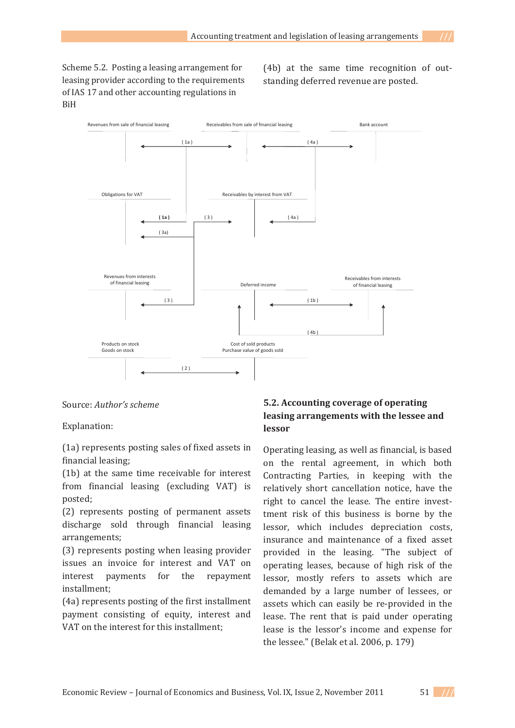Scheme 5.2. Posting a leasing arrangement for leasing provider according to the requirements of IAS 17 and other accounting regulations in BiH

(4b) at the same time recognition of outstanding deferred revenue are posted.

Revenues from sale of financial leasing | Receivables from sale of financial leasing | Bank account

( 1a ) ( 4a )

Obligations for VAT | Receivables by interest from VAT

( 1a ) ( 3 ) ( 4a )

( 3a)

Revenues from interests of financial leasing | Deferred income | Receivables from interests of financial leasing

( 3 ) ( 1b )

( 4b )

Products on stock
Goods on stock | Cost of sold products
Purchase value of goods sold

( 2 )

Source: *Author's scheme*

Explanation:

(1a) represents posting sales of fixed assets in financial leasing;

(1b) at the same time receivable for interest from financial leasing (excluding VAT) is posted;

(2) represents posting of permanent assets discharge sold through financial leasing arrangements;

(3) represents posting when leasing provider issues an invoice for interest and VAT on interest payments for the repayment installment;

(4a) represents posting of the first installment payment consisting of equity, interest and VAT on the interest for this installment;

## 5.2. Accounting coverage of operating leasing arrangements with the lessee and lessor

Operating leasing, as well as financial, is based on the rental agreement, in which both Contracting Parties, in keeping with the relatively short cancellation notice, have the right to cancel the lease. The entire investment risk of this business is borne by the lessor, which includes depreciation costs, insurance and maintenance of a fixed asset provided in the leasing. "The subject of operating leases, because of high risk of the lessor, mostly refers to assets which are demanded by a large number of lessees, or assets which can easily be re-provided in the lease. The rent that is paid under operating lease is the lessor's income and expense for the lessee." (Belak et al. 2006, p. 179)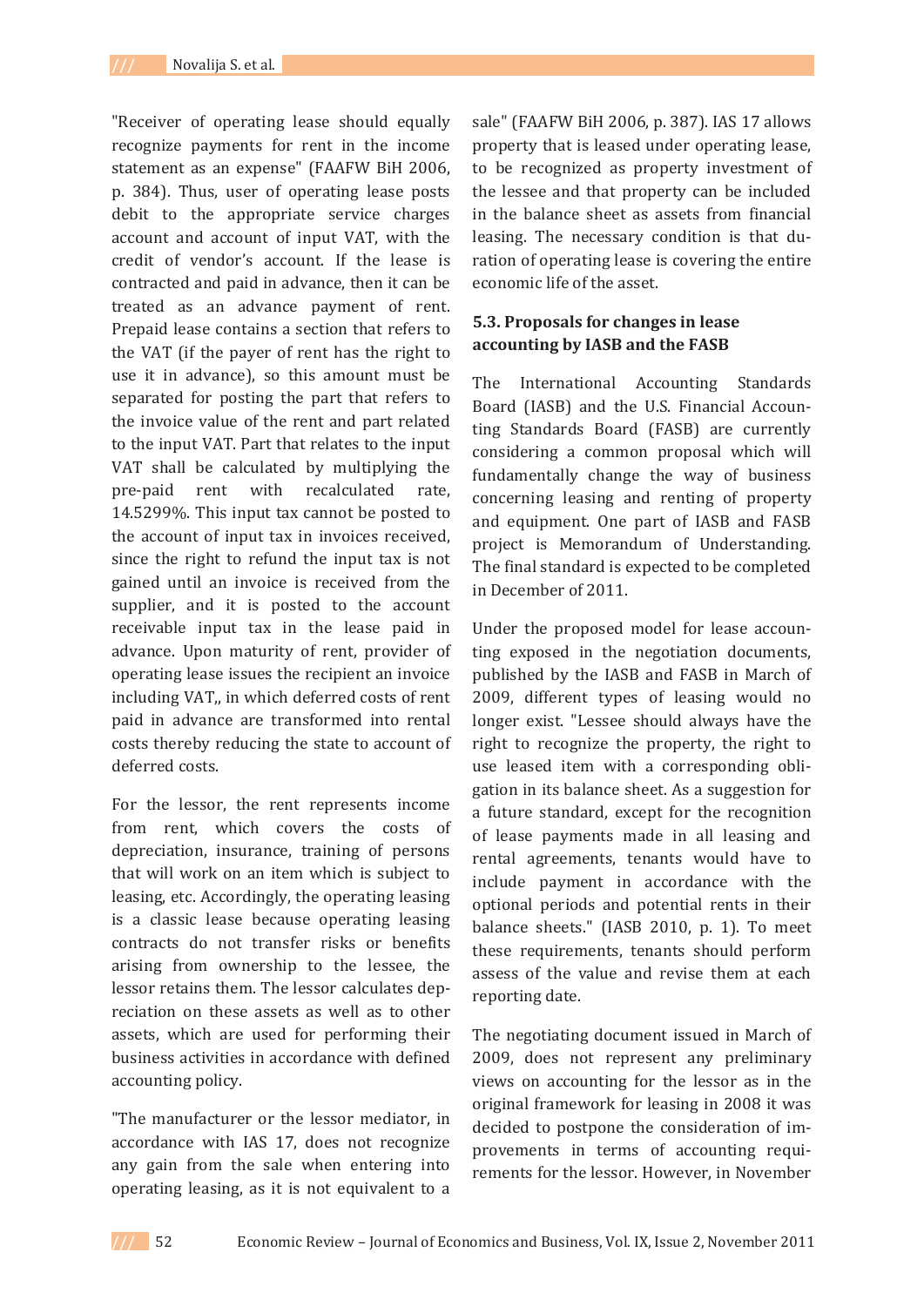"Receiver of operating lease should equally recognize payments for rent in the income statement as an expense" (FAAFW BiH 2006, p. 384). Thus, user of operating lease posts debit to the appropriate service charges account and account of input VAT, with the credit of vendor's account. If the lease is contracted and paid in advance, then it can be treated as an advance payment of rent. Prepaid lease contains a section that refers to the VAT (if the payer of rent has the right to use it in advance), so this amount must be separated for posting the part that refers to the invoice value of the rent and part related to the input VAT. Part that relates to the input VAT shall be calculated by multiplying the pre-paid rent with recalculated rate, 14.5299%. This input tax cannot be posted to the account of input tax in invoices received, since the right to refund the input tax is not gained until an invoice is received from the supplier, and it is posted to the account receivable input tax in the lease paid in advance. Upon maturity of rent, provider of operating lease issues the recipient an invoice including VAT,, in which deferred costs of rent paid in advance are transformed into rental costs thereby reducing the state to account of deferred costs.

For the lessor, the rent represents income from rent, which covers the costs of depreciation, insurance, training of persons that will work on an item which is subject to leasing, etc. Accordingly, the operating leasing is a classic lease because operating leasing contracts do not transfer risks or benefits arising from ownership to the lessee, the lessor retains them. The lessor calculates depreciation on these assets as well as to other assets, which are used for performing their business activities in accordance with defined accounting policy.

"The manufacturer or the lessor mediator, in accordance with IAS 17, does not recognize any gain from the sale when entering into operating leasing, as it is not equivalent to a sale" (FAAFW BiH 2006, p. 387). IAS 17 allows property that is leased under operating lease, to be recognized as property investment of the lessee and that property can be included in the balance sheet as assets from financial leasing. The necessary condition is that duration of operating lease is covering the entire economic life of the asset.

### 5.3. Proposals for changes in lease accounting by IASB and the FASB

The International Accounting Standards Board (IASB) and the U.S. Financial Accounting Standards Board (FASB) are currently considering a common proposal which will fundamentally change the way of business concerning leasing and renting of property and equipment. One part of IASB and FASB project is Memorandum of Understanding. The final standard is expected to be completed in December of 2011.

Under the proposed model for lease accounting exposed in the negotiation documents, published by the IASB and FASB in March of 2009, different types of leasing would no longer exist. "Lessee should always have the right to recognize the property, the right to use leased item with a corresponding obligation in its balance sheet. As a suggestion for a future standard, except for the recognition of lease payments made in all leasing and rental agreements, tenants would have to include payment in accordance with the optional periods and potential rents in their balance sheets." (IASB 2010, p. 1). To meet these requirements, tenants should perform assess of the value and revise them at each reporting date.

The negotiating document issued in March of 2009, does not represent any preliminary views on accounting for the lessor as in the original framework for leasing in 2008 it was decided to postpone the consideration of improvements in terms of accounting requirements for the lessor. However, in November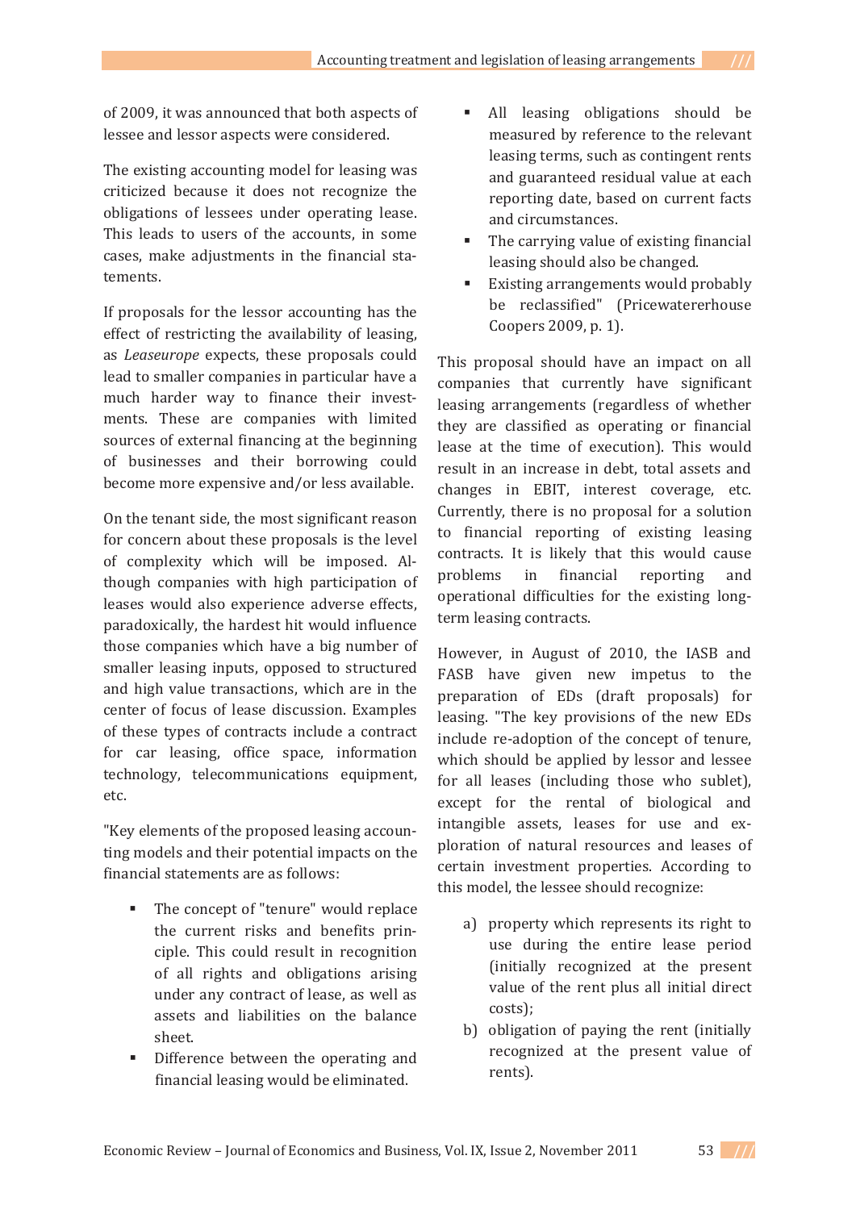of 2009, it was announced that both aspects of lessee and lessor aspects were considered.

The existing accounting model for leasing was criticized because it does not recognize the obligations of lessees under operating lease. This leads to users of the accounts, in some cases, make adjustments in the financial statements.

If proposals for the lessor accounting has the effect of restricting the availability of leasing, as *Leaseurope* expects, these proposals could lead to smaller companies in particular have a much harder way to finance their investments. These are companies with limited sources of external financing at the beginning of businesses and their borrowing could become more expensive and/or less available.

On the tenant side, the most significant reason for concern about these proposals is the level of complexity which will be imposed. Although companies with high participation of leases would also experience adverse effects, paradoxically, the hardest hit would influence those companies which have a big number of smaller leasing inputs, opposed to structured and high value transactions, which are in the center of focus of lease discussion. Examples of these types of contracts include a contract for car leasing, office space, information technology, telecommunications equipment, etc.

"Key elements of the proposed leasing accounting models and their potential impacts on the financial statements are as follows:

- The concept of "tenure" would replace the current risks and benefits principle. This could result in recognition of all rights and obligations arising under any contract of lease, as well as assets and liabilities on the balance sheet.
- Difference between the operating and financial leasing would be eliminated.
- All leasing obligations should be measured by reference to the relevant leasing terms, such as contingent rents and guaranteed residual value at each reporting date, based on current facts and circumstances.
- The carrying value of existing financial leasing should also be changed.
- Existing arrangements would probably be reclassified" (Pricewaterhouse Coopers 2009, p. 1).

This proposal should have an impact on all companies that currently have significant leasing arrangements (regardless of whether they are classified as operating or financial lease at the time of execution). This would result in an increase in debt, total assets and changes in EBIT, interest coverage, etc. Currently, there is no proposal for a solution to financial reporting of existing leasing contracts. It is likely that this would cause problems in financial reporting and operational difficulties for the existing long-term leasing contracts.

However, in August of 2010, the IASB and FASB have given new impetus to the preparation of EDs (draft proposals) for leasing. "The key provisions of the new EDs include re-adoption of the concept of tenure, which should be applied by lessor and lessee for all leases (including those who sublet), except for the rental of biological and intangible assets, leases for use and exploration of natural resources and leases of certain investment properties. According to this model, the lessee should recognize:

a) property which represents its right to use during the entire lease period (initially recognized at the present value of the rent plus all initial direct costs);
b) obligation of paying the rent (initially recognized at the present value of rents).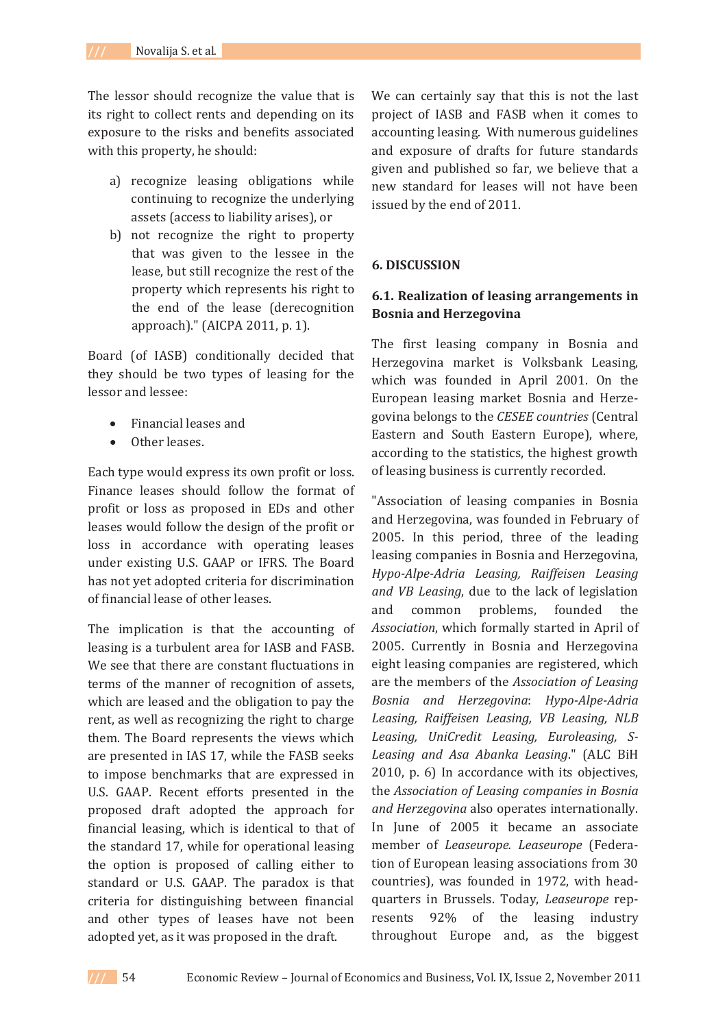The lessor should recognize the value that is its right to collect rents and depending on its exposure to the risks and benefits associated with this property, he should:

a) recognize leasing obligations while continuing to recognize the underlying assets (access to liability arises), or
b) not recognize the right to property that was given to the lessee in the lease, but still recognize the rest of the property which represents his right to the end of the lease (derecognition approach)." (AICPA 2011, p. 1).

Board (of IASB) conditionally decided that they should be two types of leasing for the lessor and lessee:

- Financial leases and
- Other leases.

Each type would express its own profit or loss. Finance leases should follow the format of profit or loss as proposed in EDs and other leases would follow the design of the profit or loss in accordance with operating leases under existing U.S. GAAP or IFRS. The Board has not yet adopted criteria for discrimination of financial lease of other leases.

The implication is that the accounting of leasing is a turbulent area for IASB and FASB. We see that there are constant fluctuations in terms of the manner of recognition of assets, which are leased and the obligation to pay the rent, as well as recognizing the right to charge them. The Board represents the views which are presented in IAS 17, while the FASB seeks to impose benchmarks that are expressed in U.S. GAAP. Recent efforts presented in the proposed draft adopted the approach for financial leasing, which is identical to that of the standard 17, while for operational leasing the option is proposed of calling either to standard or U.S. GAAP. The paradox is that criteria for distinguishing between financial and other types of leases have not been adopted yet, as it was proposed in the draft.

We can certainly say that this is not the last project of IASB and FASB when it comes to accounting leasing. With numerous guidelines and exposure of drafts for future standards given and published so far, we believe that a new standard for leases will not have been issued by the end of 2011.

## 6. DISCUSSION

### 6.1. Realization of leasing arrangements in Bosnia and Herzegovina

The first leasing company in Bosnia and Herzegovina market is Volksbank Leasing, which was founded in April 2001. On the European leasing market Bosnia and Herzegovina belongs to the *CESEE countries* (Central Eastern and South Eastern Europe), where, according to the statistics, the highest growth of leasing business is currently recorded.

"Association of leasing companies in Bosnia and Herzegovina, was founded in February of 2005. In this period, three of the leading leasing companies in Bosnia and Herzegovina, *Hypo-Alpe-Adria Leasing, Raiffeisen Leasing and VB Leasing*, due to the lack of legislation and common problems, founded the *Association*, which formally started in April of 2005. Currently in Bosnia and Herzegovina eight leasing companies are registered, which are the members of the *Association of Leasing Bosnia and Herzegovina*: *Hypo-Alpe-Adria Leasing, Raiffeisen Leasing, VB Leasing, NLB Leasing, UniCredit Leasing, Euroleasing, S-Leasing and Asa Abanka Leasing*." (ALC BiH 2010, p. 6) In accordance with its objectives, the *Association of Leasing companies in Bosnia and Herzegovina* also operates internationally. In June of 2005 it became an associate member of *Leaseurope. Leaseurope* (Federation of European leasing associations from 30 countries), was founded in 1972, with headquarters in Brussels. Today, *Leaseurope* represents 92% of the leasing industry throughout Europe and, as the biggest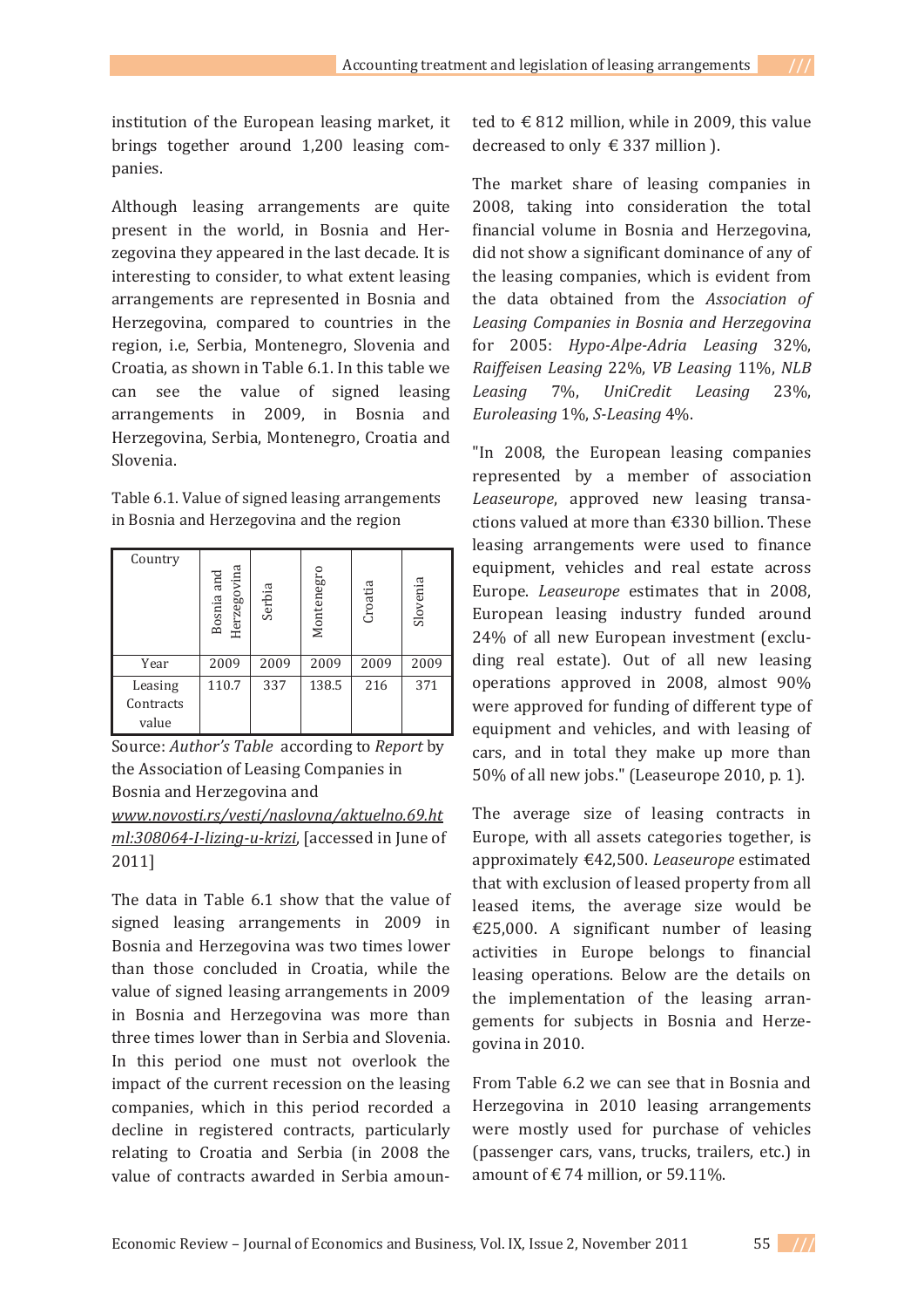institution of the European leasing market, it brings together around 1,200 leasing companies.

Although leasing arrangements are quite present in the world, in Bosnia and Herzegovina they appeared in the last decade. It is interesting to consider, to what extent leasing arrangements are represented in Bosnia and Herzegovina, compared to countries in the region, i.e, Serbia, Montenegro, Slovenia and Croatia, as shown in Table 6.1. In this table we can see the value of signed leasing arrangements in 2009, in Bosnia and Herzegovina, Serbia, Montenegro, Croatia and Slovenia.

Table 6.1. Value of signed leasing arrangements in Bosnia and Herzegovina and the region

| Country | Bosnia and Herzegovina | Serbia | Montenegro | Croatia | Slovenia |
|---|---|---|---|---|---|
| Year | 2009 | 2009 | 2009 | 2009 | 2009 |
| Leasing Contracts value | 110.7 | 337 | 138.5 | 216 | 371 |

Source: *Author's Table* according to *Report* by the Association of Leasing Companies in Bosnia and Herzegovina and *www.novosti.rs/vesti/naslovna/aktuelno.69.html:308064-I-lizing-u-krizi*, [accessed in June of 2011]

The data in Table 6.1 show that the value of signed leasing arrangements in 2009 in Bosnia and Herzegovina was two times lower than those concluded in Croatia, while the value of signed leasing arrangements in 2009 in Bosnia and Herzegovina was more than three times lower than in Serbia and Slovenia. In this period one must not overlook the impact of the current recession on the leasing companies, which in this period recorded a decline in registered contracts, particularly relating to Croatia and Serbia (in 2008 the value of contracts awarded in Serbia amounted to € 812 million, while in 2009, this value decreased to only € 337 million ).

The market share of leasing companies in 2008, taking into consideration the total financial volume in Bosnia and Herzegovina, did not show a significant dominance of any of the leasing companies, which is evident from the data obtained from the *Association of Leasing Companies in Bosnia and Herzegovina* for 2005: *Hypo-Alpe-Adria Leasing* 32%, *Raiffeisen Leasing* 22%, *VB Leasing* 11%, *NLB Leasing* 7%, *UniCredit Leasing* 23%, *Euroleasing* 1%, *S-Leasing* 4%.

"In 2008, the European leasing companies represented by a member of association *Leaseurope*, approved new leasing transactions valued at more than €330 billion. These leasing arrangements were used to finance equipment, vehicles and real estate across Europe. *Leaseurope* estimates that in 2008, European leasing industry funded around 24% of all new European investment (excluding real estate). Out of all new leasing operations approved in 2008, almost 90% were approved for funding of different type of equipment and vehicles, and with leasing of cars, and in total they make up more than 50% of all new jobs." (Leaseurope 2010, p. 1).

The average size of leasing contracts in Europe, with all assets categories together, is approximately €42,500. *Leaseurope* estimated that with exclusion of leased property from all leased items, the average size would be €25,000. A significant number of leasing activities in Europe belongs to financial leasing operations. Below are the details on the implementation of the leasing arrangements for subjects in Bosnia and Herzegovina in 2010.

From Table 6.2 we can see that in Bosnia and Herzegovina in 2010 leasing arrangements were mostly used for purchase of vehicles (passenger cars, vans, trucks, trailers, etc.) in amount of € 74 million, or 59.11%.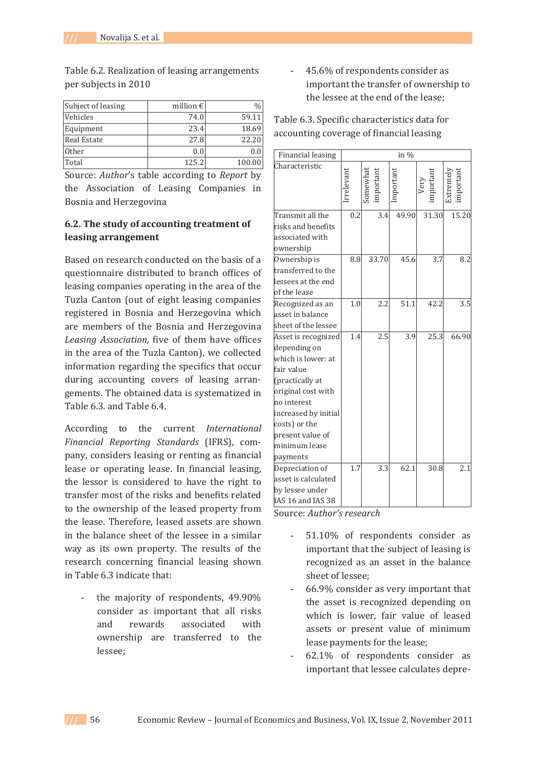Table 6.2. Realization of leasing arrangements per subjects in 2010

| Subject of leasing | million € | % |
|---|---|---|
| Vehicles | 74.0 | 59.11 |
| Equipment | 23.4 | 18.69 |
| Real Estate | 27.8 | 22.20 |
| Other | 0.0 | 0.0 |
| Total | 125.2 | 100.00 |

Source: *Author*'s table according to *Report* by the Association of Leasing Companies in Bosnia and Herzegovina

## 6.2. The study of accounting treatment of leasing arrangement

Based on research conducted on the basis of a questionnaire distributed to branch offices of leasing companies operating in the area of the Tuzla Canton (out of eight leasing companies registered in Bosnia and Herzegovina which are members of the Bosnia and Herzegovina *Leasing Association,* five of them have offices in the area of the Tuzla Canton), we collected information regarding the specifics that occur during accounting covers of leasing arrangements. The obtained data is systematized in Table 6.3. and Table 6.4.

According to the current *International Financial Reporting Standards* (IFRS), company, considers leasing or renting as financial lease or operating lease. In financial leasing, the lessor is considered to have the right to transfer most of the risks and benefits related to the ownership of the leased property from the lease. Therefore, leased assets are shown in the balance sheet of the lessee in a similar way as its own property. The results of the research concerning financial leasing shown in Table 6.3 indicate that:

- the majority of respondents, 49.90% consider as important that all risks and rewards associated with ownership are transferred to the lessee;
- 45.6% of respondents consider as important the transfer of ownership to the lessee at the end of the lease;

Table 6.3. Specific characteristics data for accounting coverage of financial leasing

| Financial leasing | in % | | | | |
|---|---|---|---|---|---|
| Characteristic | Irrelevant | Somewhat important | Important | Very important | Extremely important |
| Transmit all the risks and benefits associated with ownership | 0.2 | 3.4 | 49.90 | 31.30 | 15.20 |
| Ownership is transferred to the lessees at the end of the lease | 8.8 | 33.70 | 45.6 | 3.7 | 8.2 |
| Recognized as an asset in balance sheet of the lessee | 1.0 | 2.2 | 51.1 | 42.2 | 3.5 |
| Asset is recognized depending on which is lower: at fair value (practically at original cost with no interest increased by initial costs) or the present value of minimum lease payments | 1.4 | 2.5 | 3.9 | 25.3 | 66.90 |
| Depreciation of asset is calculated by lessee under IAS 16 and IAS 38 | 1.7 | 3.3 | 62.1 | 30.8 | 2.1 |

Source: *Author's research*

- 51.10% of respondents consider as important that the subject of leasing is recognized as an asset in the balance sheet of lessee;
- 66.9% consider as very important that the asset is recognized depending on which is lower, fair value of leased assets or present value of minimum lease payments for the lease;
- 62.1% of respondents consider as important that lessee calculates depre-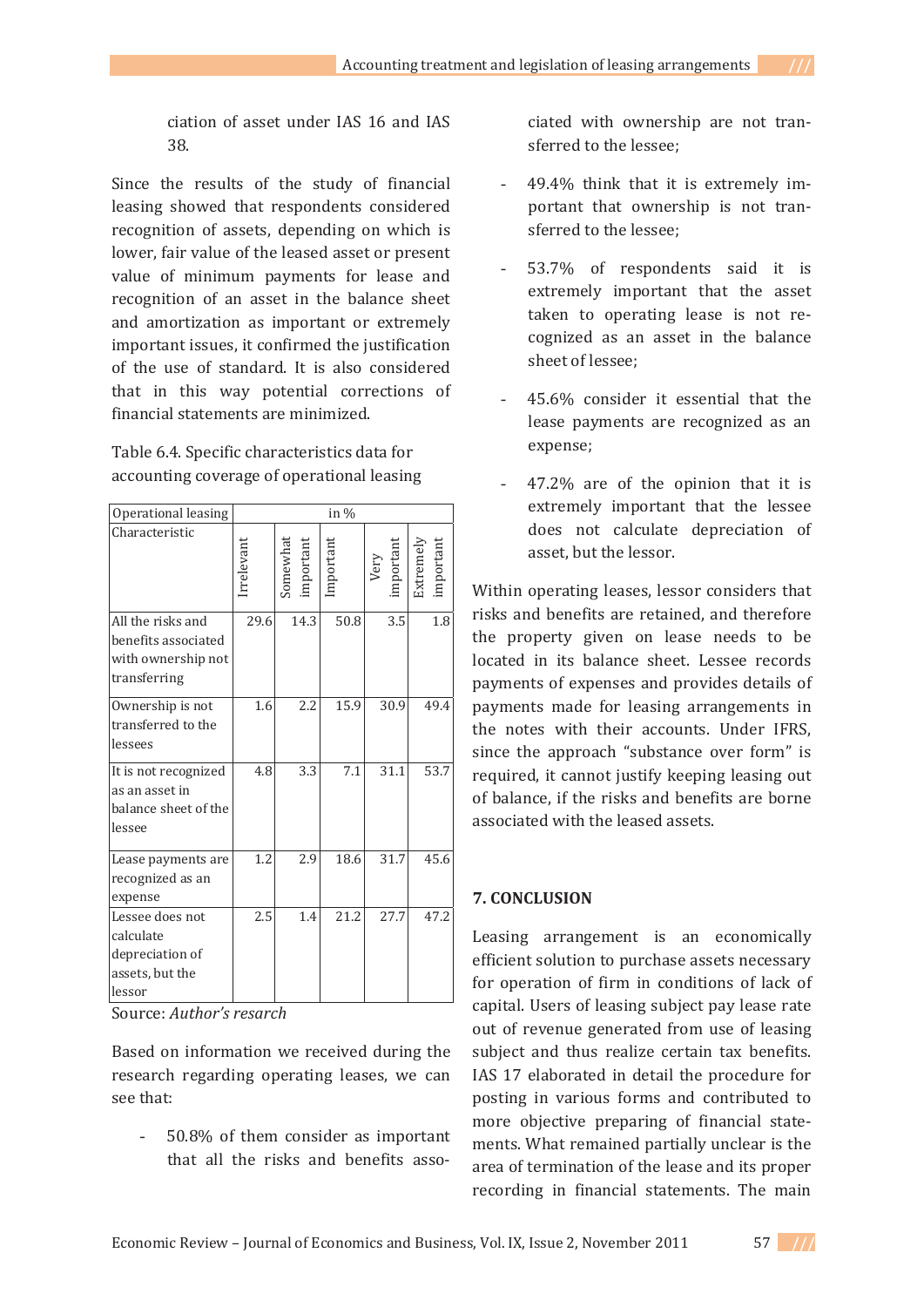ciation of asset under IAS 16 and IAS 38.

Since the results of the study of financial leasing showed that respondents considered recognition of assets, depending on which is lower, fair value of the leased asset or present value of minimum payments for lease and recognition of an asset in the balance sheet and amortization as important or extremely important issues, it confirmed the justification of the use of standard. It is also considered that in this way potential corrections of financial statements are minimized.

Table 6.4. Specific characteristics data for accounting coverage of operational leasing

| Operational leasing | in % | | | | |
|---|---|---|---|---|---|
| Characteristic | Irrelevant | Somewhat important | Important | Very important | Extremely important |
| All the risks and benefits associated with ownership not transferring | 29.6 | 14.3 | 50.8 | 3.5 | 1.8 |
| Ownership is not transferred to the lessees | 1.6 | 2.2 | 15.9 | 30.9 | 49.4 |
| It is not recognized as an asset in balance sheet of the lessee | 4.8 | 3.3 | 7.1 | 31.1 | 53.7 |
| Lease payments are recognized as an expense | 1.2 | 2.9 | 18.6 | 31.7 | 45.6 |
| Lessee does not calculate depreciation of assets, but the lessor | 2.5 | 1.4 | 21.2 | 27.7 | 47.2 |

Source: *Author's resarch*

Based on information we received during the research regarding operating leases, we can see that:

- 50.8% of them consider as important that all the risks and benefits associated with ownership are not transferred to the lessee;
- 49.4% think that it is extremely important that ownership is not transferred to the lessee;
- 53.7% of respondents said it is extremely important that the asset taken to operating lease is not recognized as an asset in the balance sheet of lessee;
- 45.6% consider it essential that the lease payments are recognized as an expense;
- 47.2% are of the opinion that it is extremely important that the lessee does not calculate depreciation of asset, but the lessor.

Within operating leases, lessor considers that risks and benefits are retained, and therefore the property given on lease needs to be located in its balance sheet. Lessee records payments of expenses and provides details of payments made for leasing arrangements in the notes with their accounts. Under IFRS, since the approach "substance over form" is required, it cannot justify keeping leasing out of balance, if the risks and benefits are borne associated with the leased assets.

## 7. CONCLUSION

Leasing arrangement is an economically efficient solution to purchase assets necessary for operation of firm in conditions of lack of capital. Users of leasing subject pay lease rate out of revenue generated from use of leasing subject and thus realize certain tax benefits. IAS 17 elaborated in detail the procedure for posting in various forms and contributed to more objective preparing of financial statements. What remained partially unclear is the area of termination of the lease and its proper recording in financial statements. The main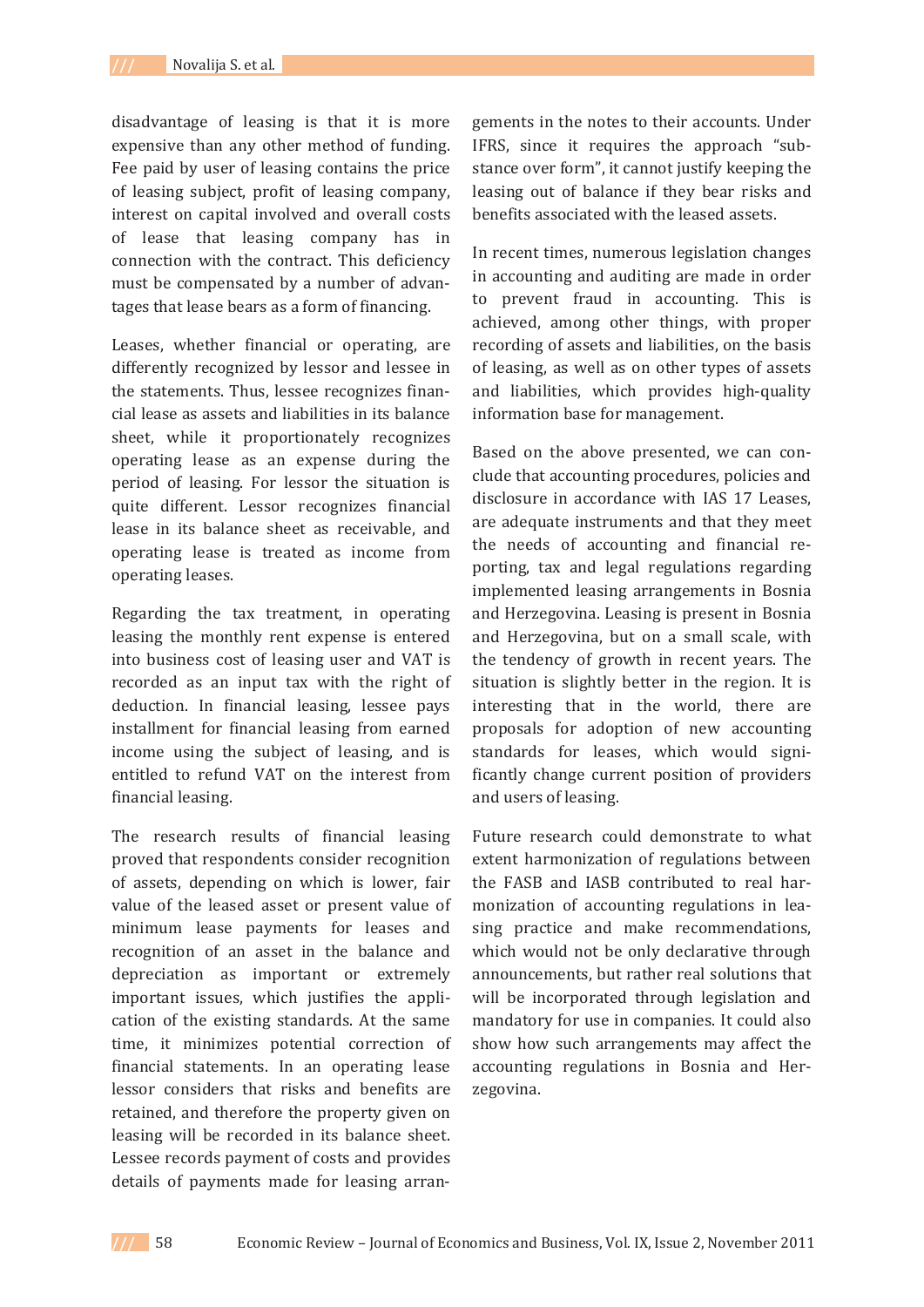disadvantage of leasing is that it is more expensive than any other method of funding. Fee paid by user of leasing contains the price of leasing subject, profit of leasing company, interest on capital involved and overall costs of lease that leasing company has in connection with the contract. This deficiency must be compensated by a number of advantages that lease bears as a form of financing.

Leases, whether financial or operating, are differently recognized by lessor and lessee in the statements. Thus, lessee recognizes financial lease as assets and liabilities in its balance sheet, while it proportionately recognizes operating lease as an expense during the period of leasing. For lessor the situation is quite different. Lessor recognizes financial lease in its balance sheet as receivable, and operating lease is treated as income from operating leases.

Regarding the tax treatment, in operating leasing the monthly rent expense is entered into business cost of leasing user and VAT is recorded as an input tax with the right of deduction. In financial leasing, lessee pays installment for financial leasing from earned income using the subject of leasing, and is entitled to refund VAT on the interest from financial leasing.

The research results of financial leasing proved that respondents consider recognition of assets, depending on which is lower, fair value of the leased asset or present value of minimum lease payments for leases and recognition of an asset in the balance and depreciation as important or extremely important issues, which justifies the application of the existing standards. At the same time, it minimizes potential correction of financial statements. In an operating lease lessor considers that risks and benefits are retained, and therefore the property given on leasing will be recorded in its balance sheet. Lessee records payment of costs and provides details of payments made for leasing arrangements in the notes to their accounts. Under IFRS, since it requires the approach "substance over form", it cannot justify keeping the leasing out of balance if they bear risks and benefits associated with the leased assets.

In recent times, numerous legislation changes in accounting and auditing are made in order to prevent fraud in accounting. This is achieved, among other things, with proper recording of assets and liabilities, on the basis of leasing, as well as on other types of assets and liabilities, which provides high-quality information base for management.

Based on the above presented, we can conclude that accounting procedures, policies and disclosure in accordance with IAS 17 Leases, are adequate instruments and that they meet the needs of accounting and financial reporting, tax and legal regulations regarding implemented leasing arrangements in Bosnia and Herzegovina. Leasing is present in Bosnia and Herzegovina, but on a small scale, with the tendency of growth in recent years. The situation is slightly better in the region. It is interesting that in the world, there are proposals for adoption of new accounting standards for leases, which would significantly change current position of providers and users of leasing.

Future research could demonstrate to what extent harmonization of regulations between the FASB and IASB contributed to real harmonization of accounting regulations in leasing practice and make recommendations, which would not be only declarative through announcements, but rather real solutions that will be incorporated through legislation and mandatory for use in companies. It could also show how such arrangements may affect the accounting regulations in Bosnia and Herzegovina.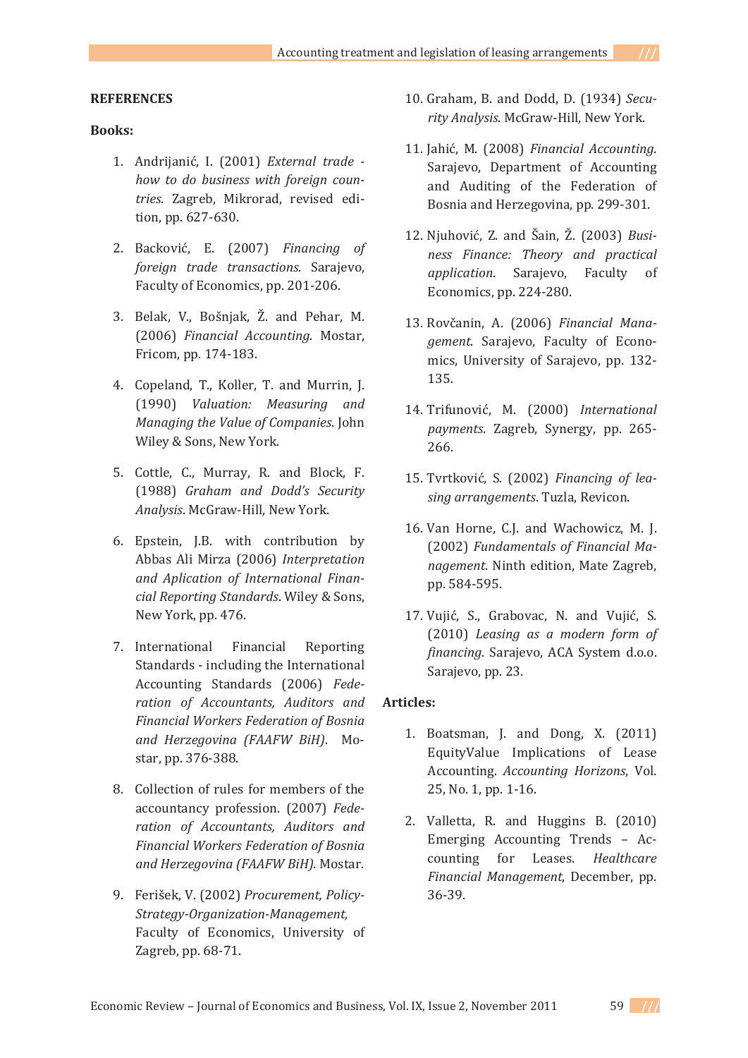**REFERENCES**

**Books:**

1. Andrijanić, I. (2001) *External trade - how to do business with foreign countries*. Zagreb, Mikrorad, revised edition, pp. 627-630.

2. Backović, E. (2007) *Financing of foreign trade transactions*. Sarajevo, Faculty of Economics, pp. 201-206.

3. Belak, V., Bošnjak, Ž. and Pehar, M. (2006) *Financial Accounting*. Mostar, Fricom, pp. 174-183.

4. Copeland, T., Koller, T. and Murrin, J. (1990) *Valuation: Measuring and Managing the Value of Companies*. John Wiley & Sons, New York.

5. Cottle, C., Murray, R. and Block, F. (1988) *Graham and Dodd's Security Analysis*. McGraw-Hill, New York.

6. Epstein, J.B. with contribution by Abbas Ali Mirza (2006) *Interpretation and Aplication of International Financial Reporting Standards*. Wiley & Sons, New York, pp. 476.

7. International Financial Reporting Standards - including the International Accounting Standards (2006) *Federation of Accountants, Auditors and Financial Workers Federation of Bosnia and Herzegovina (FAAFW BiH)*. Mostar, pp. 376-388.

8. Collection of rules for members of the accountancy profession. (2007) *Federation of Accountants, Auditors and Financial Workers Federation of Bosnia and Herzegovina (FAAFW BiH)*. Mostar.

9. Ferišek, V. (2002) *Procurement, Policy-Strategy-Organization-Management,* Faculty of Economics, University of Zagreb, pp. 68-71.

10. Graham, B. and Dodd, D. (1934) *Security Analysis*. McGraw-Hill, New York.

11. Jahić, M. (2008) *Financial Accounting*. Sarajevo, Department of Accounting and Auditing of the Federation of Bosnia and Herzegovina, pp. 299-301.

12. Njuhović, Z. and Šain, Ž. (2003) *Business Finance: Theory and practical application*. Sarajevo, Faculty of Economics, pp. 224-280.

13. Rovčanin, A. (2006) *Financial Management*. Sarajevo, Faculty of Economics, University of Sarajevo, pp. 132-135.

14. Trifunović, M. (2000) *International payments*. Zagreb, Synergy, pp. 265-266.

15. Tvrtković, S. (2002) *Financing of leasing arrangements*. Tuzla, Revicon.

16. Van Horne, C.J. and Wachowicz, M. J. (2002) *Fundamentals of Financial Management*. Ninth edition, Mate Zagreb, pp. 584-595.

17. Vujić, S., Grabovac, N. and Vujić, S. (2010) *Leasing as a modern form of financing*. Sarajevo, ACA System d.o.o. Sarajevo, pp. 23.

**Articles:**

1. Boatsman, J. and Dong, X. (2011) EquityValue Implications of Lease Accounting. *Accounting Horizons*, Vol. 25, No. 1, pp. 1-16.

2. Valletta, R. and Huggins B. (2010) Emerging Accounting Trends – Accounting for Leases. *Healthcare Financial Management*, December, pp. 36-39.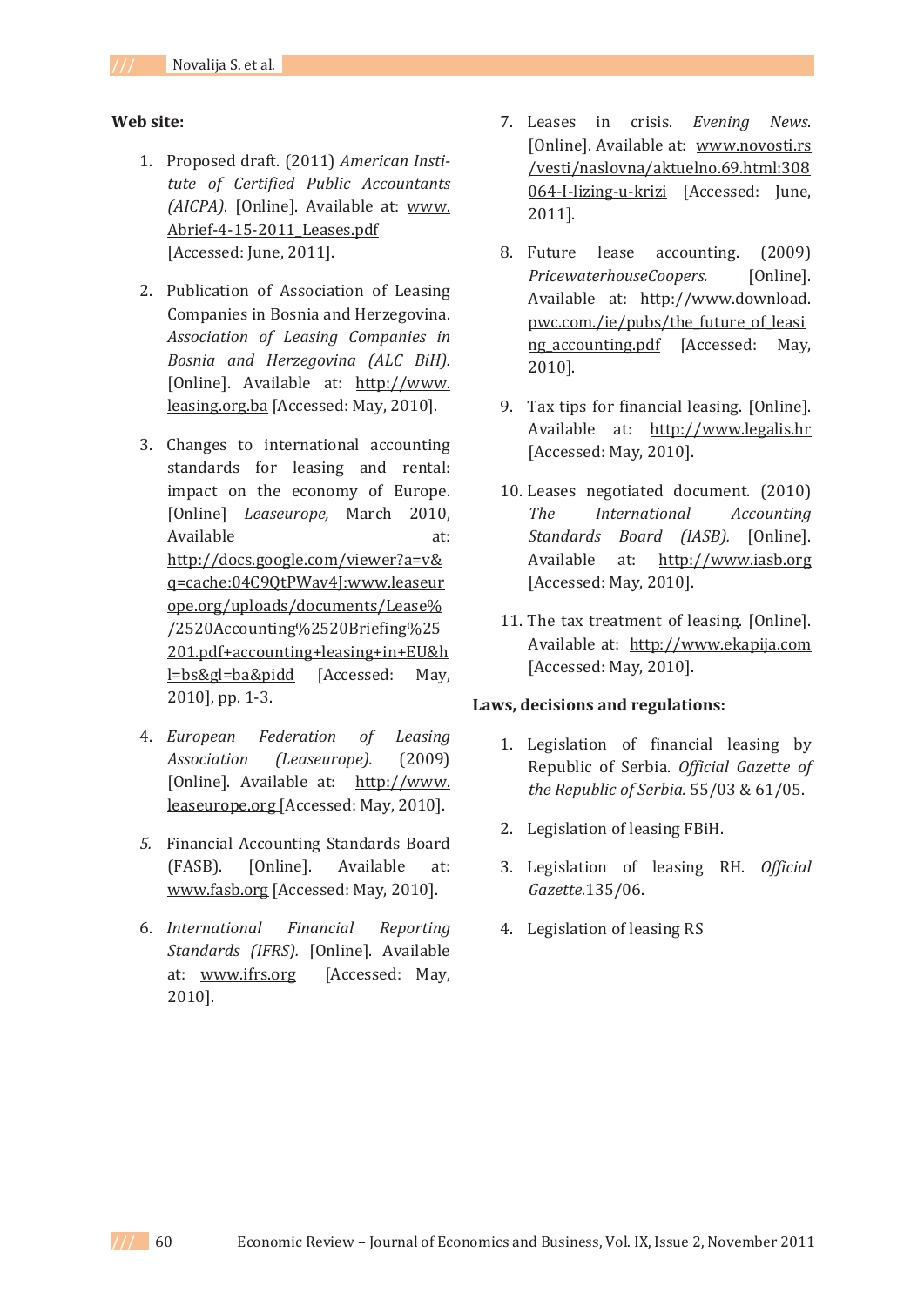**Web site:**

1. Proposed draft. (2011) *American Institute of Certified Public Accountants (AICPA).* [Online]. Available at: www.Abrief-4-15-2011_Leases.pdf [Accessed: June, 2011].

2. Publication of Association of Leasing Companies in Bosnia and Herzegovina. *Association of Leasing Companies in Bosnia and Herzegovina (ALC BiH).* [Online]. Available at: http://www.leasing.org.ba [Accessed: May, 2010].

3. Changes to international accounting standards for leasing and rental: impact on the economy of Europe. [Online] *Leaseurope,* March 2010, Available at: http://docs.google.com/viewer?a=v&q=cache:04C9QtPWav4J:www.leaseurope.org/uploads/documents/Lease%/2520Accounting%2520Briefing%25201.pdf+accounting+leasing+in+EU&hl=bs&gl=ba&pidd [Accessed: May, 2010], pp. 1-3.

4. *European Federation of Leasing Association (Leaseurope).* (2009) [Online]. Available at: http://www.leaseurope.org [Accessed: May, 2010].

5. Financial Accounting Standards Board (FASB). [Online]. Available at: www.fasb.org [Accessed: May, 2010].

6. *International Financial Reporting Standards (IFRS).* [Online]. Available at: www.ifrs.org [Accessed: May, 2010].

7. Leases in crisis. *Evening News*. [Online]. Available at: www.novosti.rs/vesti/naslovna/aktuelno.69.html:308064-I-lizing-u-krizi [Accessed: June, 2011].

8. Future lease accounting. (2009) *PricewaterhouseCoopers.* [Online]. Available at: http://www.download.pwc.com./ie/pubs/the_future_of_leasing_accounting.pdf [Accessed: May, 2010].

9. Tax tips for financial leasing. [Online]. Available at: http://www.legalis.hr [Accessed: May, 2010].

10. Leases negotiated document. (2010) *The International Accounting Standards Board (IASB).* [Online]. Available at: http://www.iasb.org [Accessed: May, 2010].

11. The tax treatment of leasing. [Online]. Available at: http://www.ekapija.com [Accessed: May, 2010].

**Laws, decisions and regulations:**

1. Legislation of financial leasing by Republic of Serbia. *Official Gazette of the Republic of Serbia.* 55/03 & 61/05.

2. Legislation of leasing FBiH.

3. Legislation of leasing RH. *Official Gazette.*135/06.

4. Legislation of leasing RS